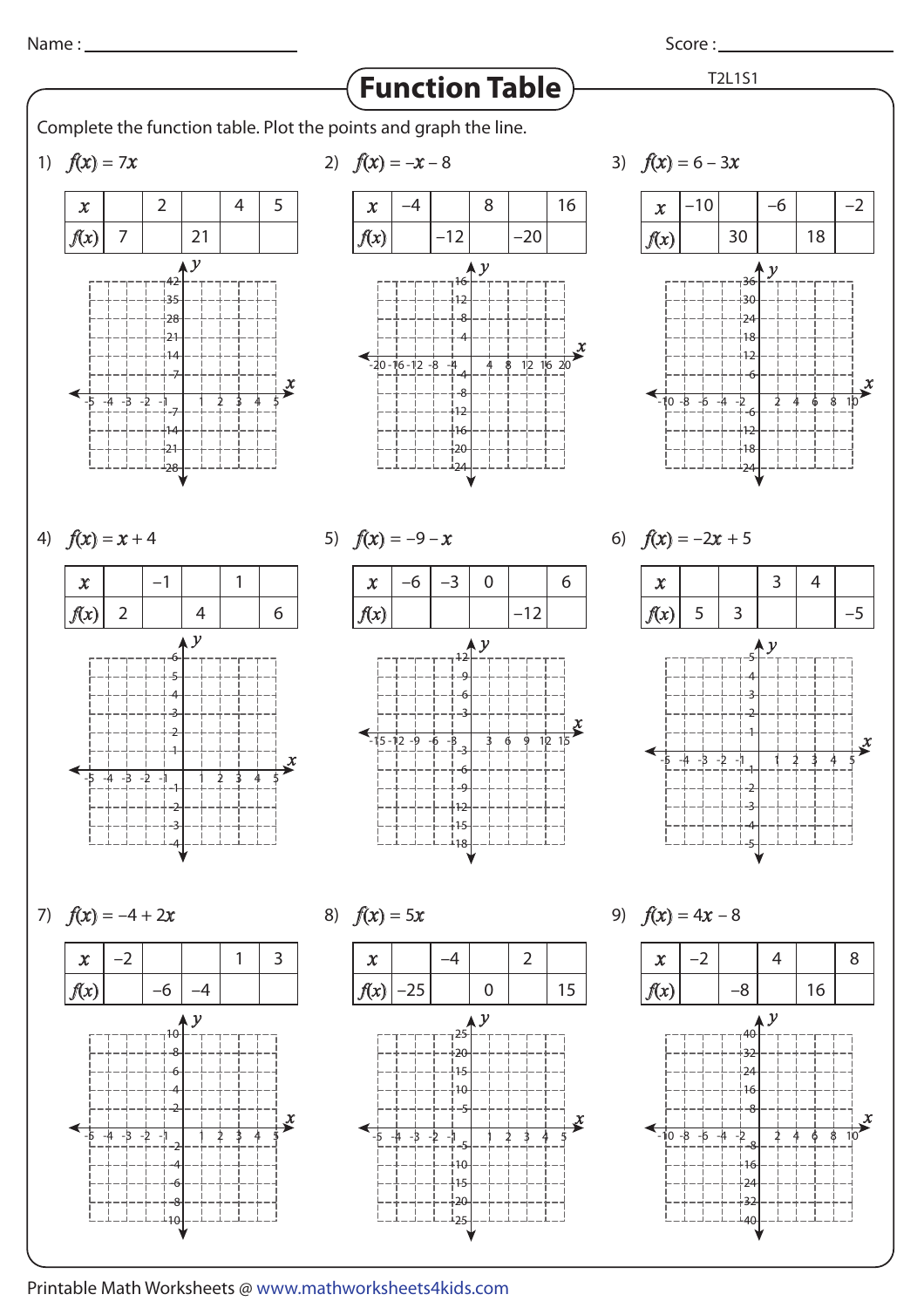Name : ____________________  Score : ____________________

# Function Table

T2L1S1

Complete the function table. Plot the points and graph the line.

1) $f(x) = 7x$

| $x$ | | 2 | | 4 | 5 |
|---|---|---|---|---|---|
| $f(x)$ | 7 | | 21 | | |

2) $f(x) = -x - 8$

| $x$ | –4 | | 8 | | 16 |
|---|---|---|---|---|---|
| $f(x)$ | | –12 | | –20 | |

3) $f(x) = 6 - 3x$

| $x$ | –10 | | –6 | | –2 |
|---|---|---|---|---|---|
| $f(x)$ | | 30 | | 18 | |

4) $f(x) = x + 4$

| $x$ | | –1 | | 1 | |
|---|---|---|---|---|---|
| $f(x)$ | 2 | | 4 | | 6 |

5) $f(x) = -9 - x$

| $x$ | –6 | –3 | 0 | | 6 |
|---|---|---|---|---|---|
| $f(x)$ | | | | –12 | |

6) $f(x) = -2x + 5$

| $x$ | | | 3 | 4 | |
|---|---|---|---|---|---|
| $f(x)$ | 5 | 3 | | | –5 |

7) $f(x) = -4 + 2x$

| $x$ | –2 | | | 1 | 3 |
|---|---|---|---|---|---|
| $f(x)$ | | –6 | –4 | | |

8) $f(x) = 5x$

| $x$ | | –4 | | 2 | |
|---|---|---|---|---|---|
| $f(x)$ | –25 | | 0 | | 15 |

9) $f(x) = 4x - 8$

| $x$ | –2 | | 4 | | 8 |
|---|---|---|---|---|---|
| $f(x)$ | | –8 | | 16 | |

Printable Math Worksheets @ www.mathworksheets4kids.com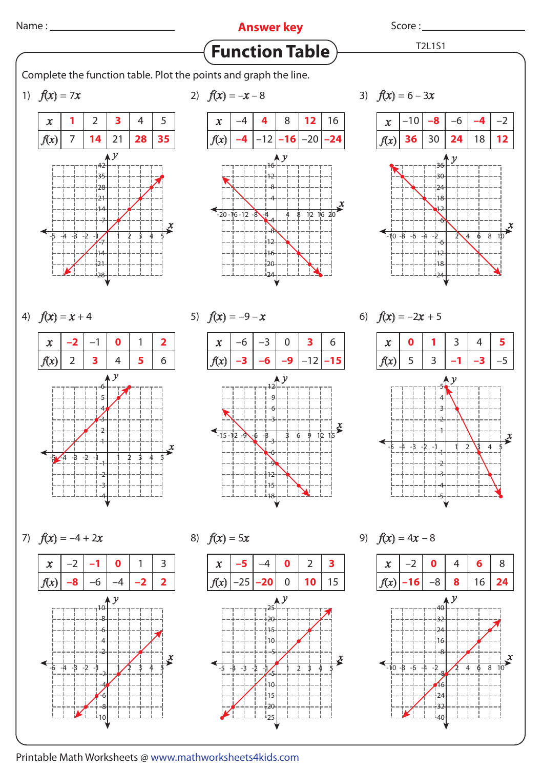Name : ______________________ **Answer key** Score : ______________________

# Function Table

T2L1S1

Complete the function table. Plot the points and graph the line.

1) $f(x) = 7x$

| $x$ | **1** | 2 | **3** | 4 | 5 |
|---|---|---|---|---|---|
| $f(x)$ | 7 | **14** | 21 | **28** | **35** |

2) $f(x) = -x - 8$

| $x$ | –4 | **4** | 8 | **12** | 16 |
|---|---|---|---|---|---|
| $f(x)$ | **–4** | –12 | **–16** | –20 | **–24** |

3) $f(x) = 6 - 3x$

| $x$ | –10 | **–8** | –6 | **–4** | –2 |
|---|---|---|---|---|---|
| $f(x)$ | **36** | 30 | **24** | 18 | **12** |

4) $f(x) = x + 4$

| $x$ | **–2** | –1 | **0** | 1 | **2** |
|---|---|---|---|---|---|
| $f(x)$ | 2 | **3** | 4 | **5** | 6 |

5) $f(x) = -9 - x$

| $x$ | –6 | –3 | 0 | **3** | 6 |
|---|---|---|---|---|---|
| $f(x)$ | **–3** | **–6** | **–9** | –12 | **–15** |

6) $f(x) = -2x + 5$

| $x$ | **0** | **1** | 3 | 4 | **5** |
|---|---|---|---|---|---|
| $f(x)$ | 5 | 3 | **–1** | **–3** | –5 |

7) $f(x) = -4 + 2x$

| $x$ | –2 | **–1** | **0** | 1 | 3 |
|---|---|---|---|---|---|
| $f(x)$ | **–8** | –6 | –4 | **–2** | **2** |

8) $f(x) = 5x$

| $x$ | **–5** | –4 | **0** | 2 | **3** |
|---|---|---|---|---|---|
| $f(x)$ | –25 | **–20** | 0 | **10** | 15 |

9) $f(x) = 4x - 8$

| $x$ | –2 | **0** | 4 | **6** | 8 |
|---|---|---|---|---|---|
| $f(x)$ | **–16** | –8 | **8** | 16 | **24** |

Printable Math Worksheets @ www.mathworksheets4kids.com